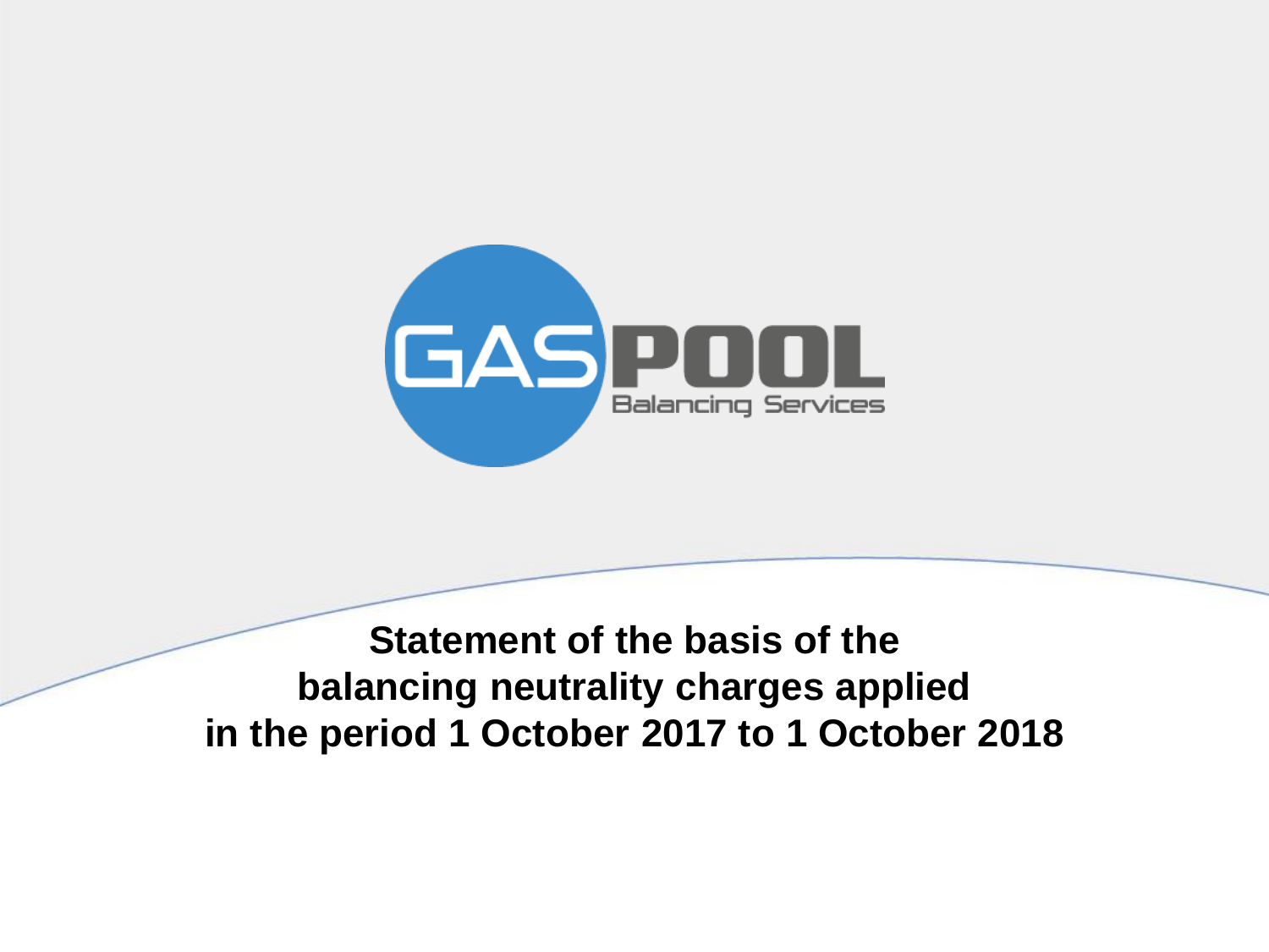GASPOOL

Balancing Services

# Statement of the basis of the balancing neutrality charges applied in the period 1 October 2017 to 1 October 2018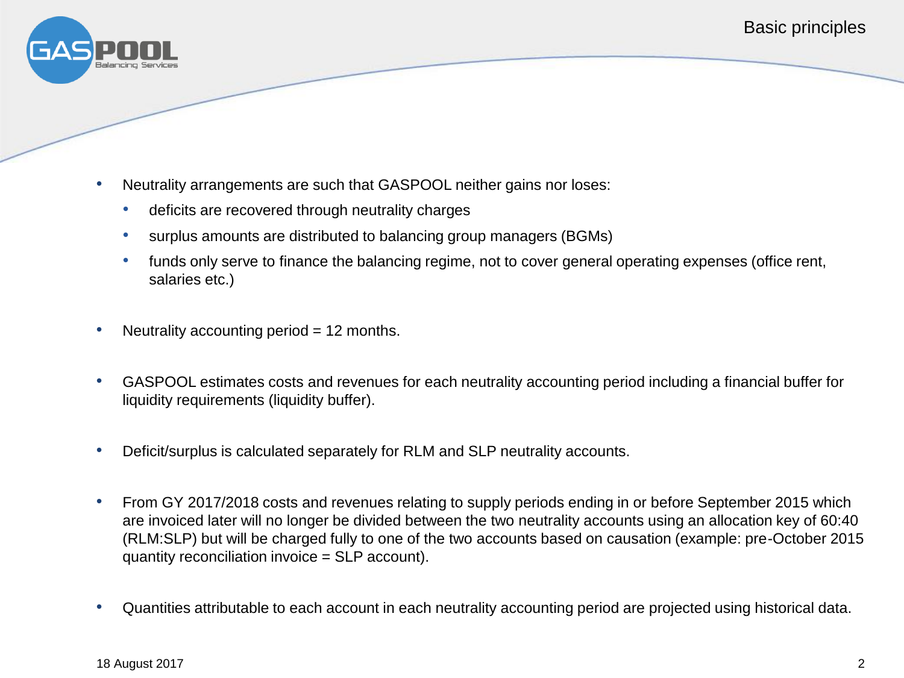# Basic principles

- Neutrality arrangements are such that GASPOOL neither gains nor loses:
  - deficits are recovered through neutrality charges
  - surplus amounts are distributed to balancing group managers (BGMs)
  - funds only serve to finance the balancing regime, not to cover general operating expenses (office rent, salaries etc.)

- Neutrality accounting period = 12 months.

- GASPOOL estimates costs and revenues for each neutrality accounting period including a financial buffer for liquidity requirements (liquidity buffer).

- Deficit/surplus is calculated separately for RLM and SLP neutrality accounts.

- From GY 2017/2018 costs and revenues relating to supply periods ending in or before September 2015 which are invoiced later will no longer be divided between the two neutrality accounts using an allocation key of 60:40 (RLM:SLP) but will be charged fully to one of the two accounts based on causation (example: pre-October 2015 quantity reconciliation invoice = SLP account).

- Quantities attributable to each account in each neutrality accounting period are projected using historical data.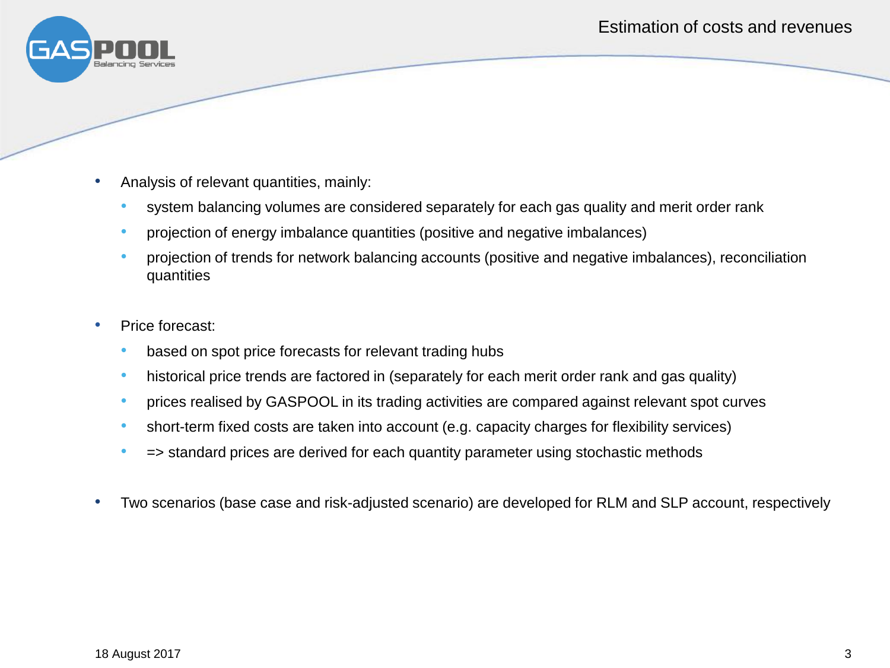# Estimation of costs and revenues

- Analysis of relevant quantities, mainly:
  - system balancing volumes are considered separately for each gas quality and merit order rank
  - projection of energy imbalance quantities (positive and negative imbalances)
  - projection of trends for network balancing accounts (positive and negative imbalances), reconciliation quantities

- Price forecast:
  - based on spot price forecasts for relevant trading hubs
  - historical price trends are factored in (separately for each merit order rank and gas quality)
  - prices realised by GASPOOL in its trading activities are compared against relevant spot curves
  - short-term fixed costs are taken into account (e.g. capacity charges for flexibility services)
  - => standard prices are derived for each quantity parameter using stochastic methods

- Two scenarios (base case and risk-adjusted scenario) are developed for RLM and SLP account, respectively

18 August 2017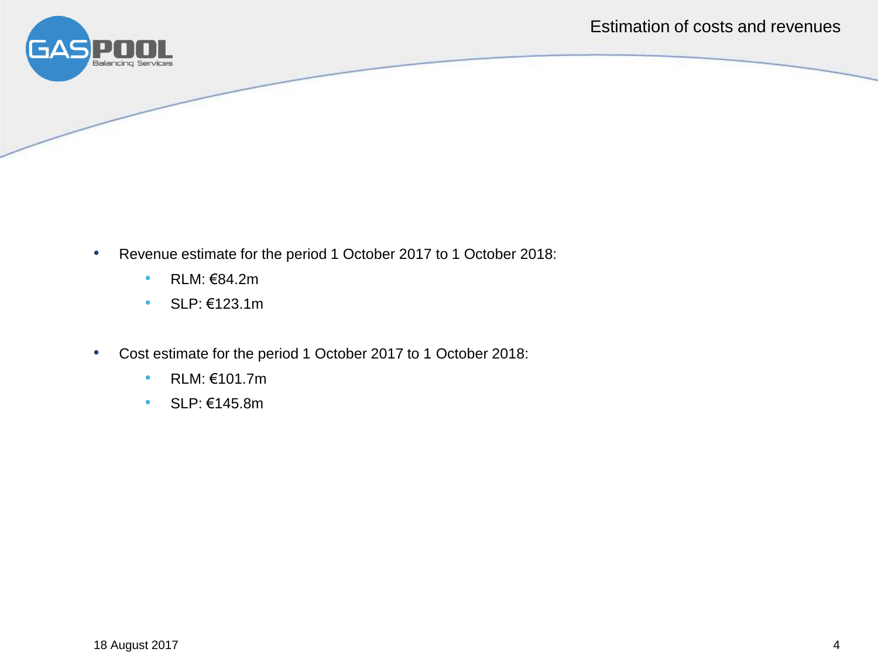# Estimation of costs and revenues

- Revenue estimate for the period 1 October 2017 to 1 October 2018:
  - RLM: €84.2m
  - SLP: €123.1m

- Cost estimate for the period 1 October 2017 to 1 October 2018:
  - RLM: €101.7m
  - SLP: €145.8m

18 August 2017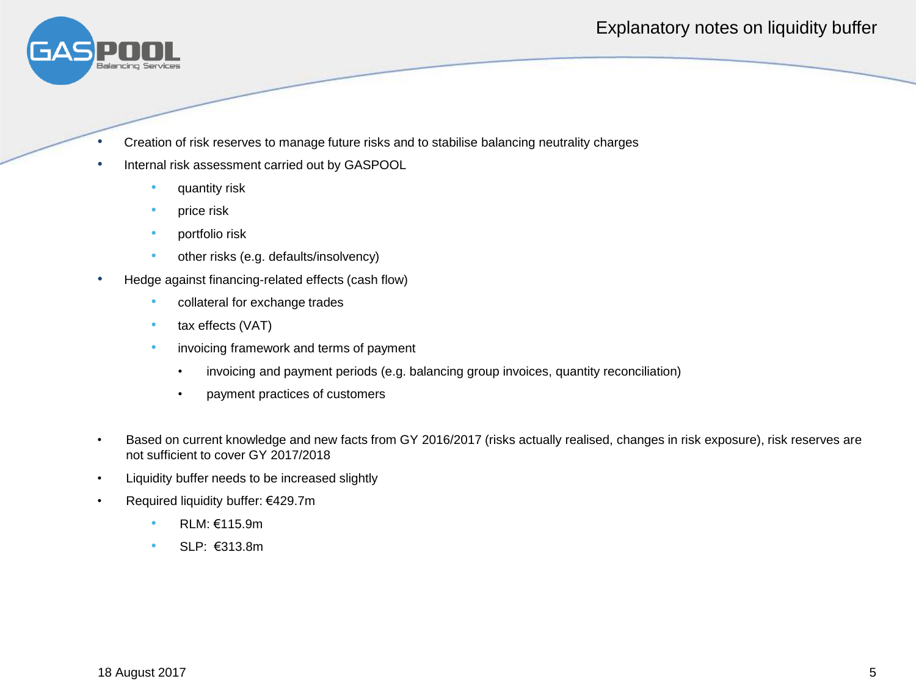# Explanatory notes on liquidity buffer

- Creation of risk reserves to manage future risks and to stabilise balancing neutrality charges
- Internal risk assessment carried out by GASPOOL
  - quantity risk
  - price risk
  - portfolio risk
  - other risks (e.g. defaults/insolvency)
- Hedge against financing-related effects (cash flow)
  - collateral for exchange trades
  - tax effects (VAT)
  - invoicing framework and terms of payment
    - invoicing and payment periods (e.g. balancing group invoices, quantity reconciliation)
    - payment practices of customers

- Based on current knowledge and new facts from GY 2016/2017 (risks actually realised, changes in risk exposure), risk reserves are not sufficient to cover GY 2017/2018
- Liquidity buffer needs to be increased slightly
- Required liquidity buffer: €429.7m
  - RLM: €115.9m
  - SLP: €313.8m

18 August 2017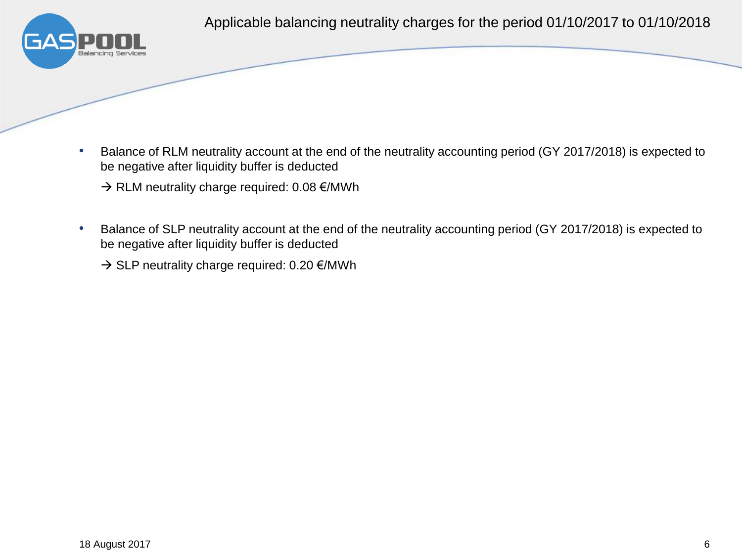# Applicable balancing neutrality charges for the period 01/10/2017 to 01/10/2018

- Balance of RLM neutrality account at the end of the neutrality accounting period (GY 2017/2018) is expected to be negative after liquidity buffer is deducted

  → RLM neutrality charge required: 0.08 €/MWh

- Balance of SLP neutrality account at the end of the neutrality accounting period (GY 2017/2018) is expected to be negative after liquidity buffer is deducted

  → SLP neutrality charge required: 0.20 €/MWh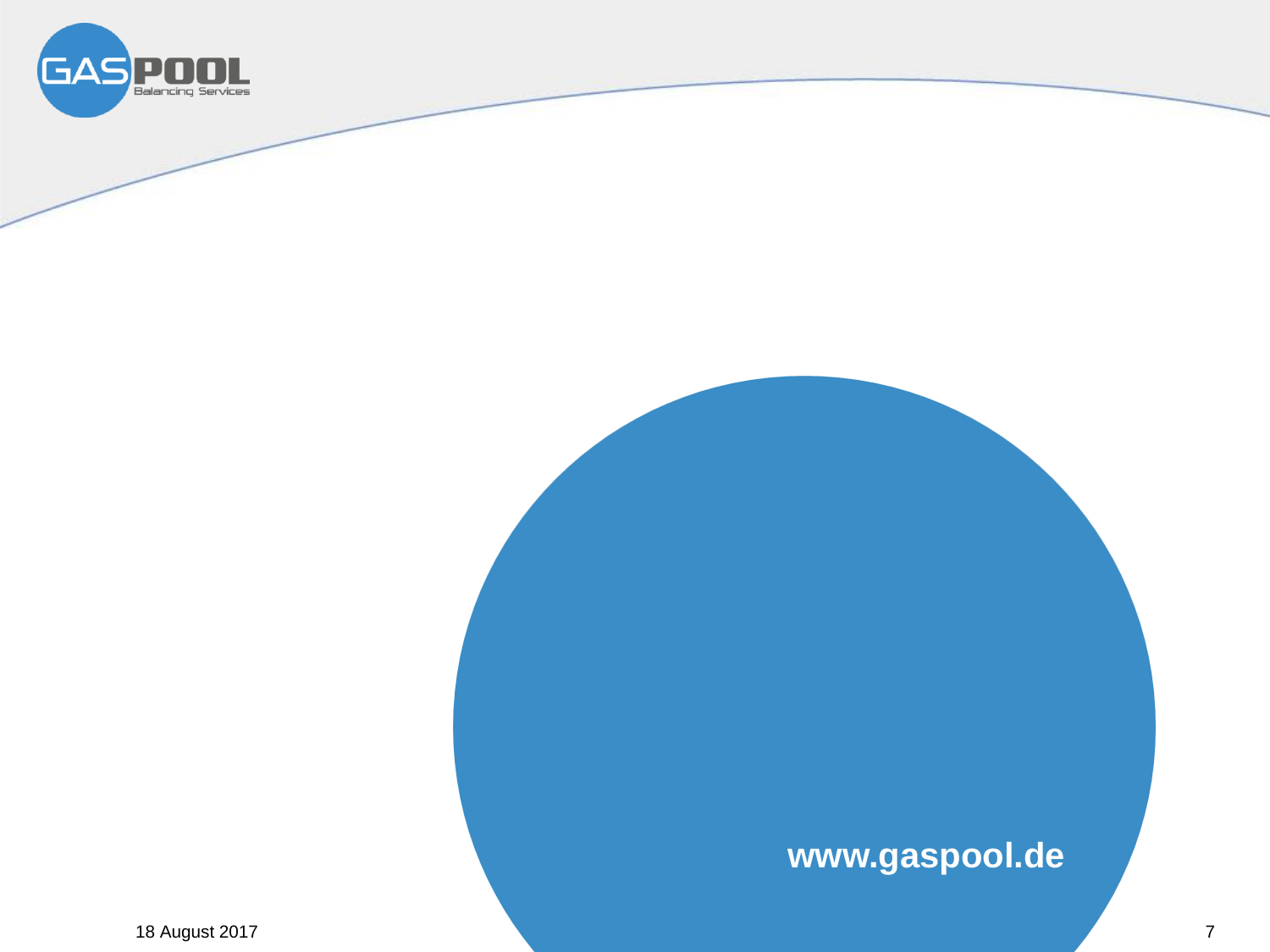www.gaspool.de